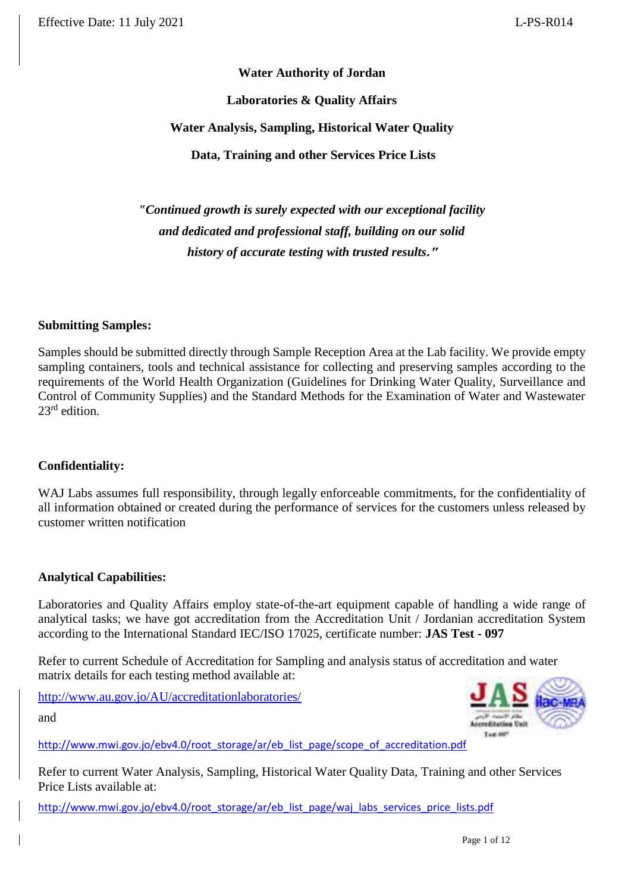Effective Date: 11 July 2021 L-PS-R014

**Water Authority of Jordan**

**Laboratories & Quality Affairs**

**Water Analysis, Sampling, Historical Water Quality Data, Training and other Services Price Lists**

*"Continued growth is surely expected with our exceptional facility and dedicated and professional staff, building on our solid history of accurate testing with trusted results."*

## Submitting Samples:

Samples should be submitted directly through Sample Reception Area at the Lab facility. We provide empty sampling containers, tools and technical assistance for collecting and preserving samples according to the requirements of the World Health Organization (Guidelines for Drinking Water Quality, Surveillance and Control of Community Supplies) and the Standard Methods for the Examination of Water and Wastewater 23rd edition.

## Confidentiality:

WAJ Labs assumes full responsibility, through legally enforceable commitments, for the confidentiality of all information obtained or created during the performance of services for the customers unless released by customer written notification

## Analytical Capabilities:

Laboratories and Quality Affairs employ state-of-the-art equipment capable of handling a wide range of analytical tasks; we have got accreditation from the Accreditation Unit / Jordanian accreditation System according to the International Standard IEC/ISO 17025, certificate number: **JAS Test - 097**

Refer to current Schedule of Accreditation for Sampling and analysis status of accreditation and water matrix details for each testing method available at:

http://www.au.gov.jo/AU/accreditationlaboratories/

and

http://www.mwi.gov.jo/ebv4.0/root_storage/ar/eb_list_page/scope_of_accreditation.pdf

Refer to current Water Analysis, Sampling, Historical Water Quality Data, Training and other Services Price Lists available at:

http://www.mwi.gov.jo/ebv4.0/root_storage/ar/eb_list_page/waj_labs_services_price_lists.pdf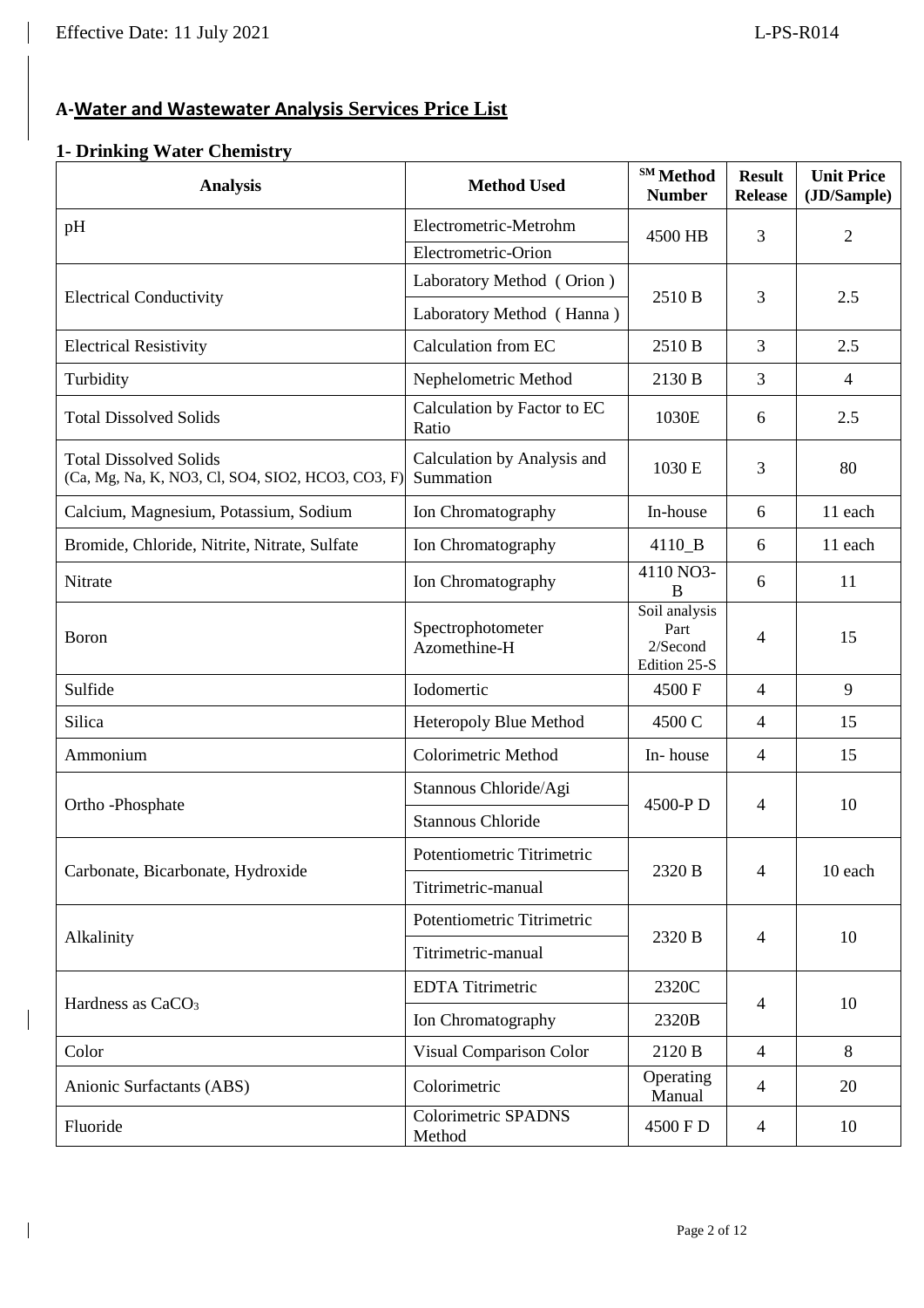## A-Water and Wastewater Analysis Services Price List

### 1- Drinking Water Chemistry

| Analysis | Method Used | SM Method Number | Result Release | Unit Price (JD/Sample) |
|---|---|---|---|---|
| pH | Electrometric-Metrohm | 4500 HB | 3 | 2 |
| | Electrometric-Orion | | | |
| Electrical Conductivity | Laboratory Method ( Orion ) | 2510 B | 3 | 2.5 |
| | Laboratory Method ( Hanna ) | | | |
| Electrical Resistivity | Calculation from EC | 2510 B | 3 | 2.5 |
| Turbidity | Nephelometric Method | 2130 B | 3 | 4 |
| Total Dissolved Solids | Calculation by Factor to EC Ratio | 1030E | 6 | 2.5 |
| Total Dissolved Solids (Ca, Mg, Na, K, NO3, Cl, SO4, SIO2, HCO3, CO3, F) | Calculation by Analysis and Summation | 1030 E | 3 | 80 |
| Calcium, Magnesium, Potassium, Sodium | Ion Chromatography | In-house | 6 | 11 each |
| Bromide, Chloride, Nitrite, Nitrate, Sulfate | Ion Chromatography | 4110_B | 6 | 11 each |
| Nitrate | Ion Chromatography | 4110 NO3-B | 6 | 11 |
| Boron | Spectrophotometer Azomethine-H | Soil analysis Part 2/Second Edition 25-S | 4 | 15 |
| Sulfide | Iodomertic | 4500 F | 4 | 9 |
| Silica | Heteropoly Blue Method | 4500 C | 4 | 15 |
| Ammonium | Colorimetric Method | In- house | 4 | 15 |
| Ortho -Phosphate | Stannous Chloride/Agi | 4500-P D | 4 | 10 |
| | Stannous Chloride | | | |
| Carbonate, Bicarbonate, Hydroxide | Potentiometric Titrimetric | 2320 B | 4 | 10 each |
| | Titrimetric-manual | | | |
| Alkalinity | Potentiometric Titrimetric | 2320 B | 4 | 10 |
| | Titrimetric-manual | | | |
| Hardness as $CaCO_3$ | EDTA Titrimetric | 2320C | 4 | 10 |
| | Ion Chromatography | 2320B | | |
| Color | Visual Comparison Color | 2120 B | 4 | 8 |
| Anionic Surfactants (ABS) | Colorimetric | Operating Manual | 4 | 20 |
| Fluoride | Colorimetric SPADNS Method | 4500 F D | 4 | 10 |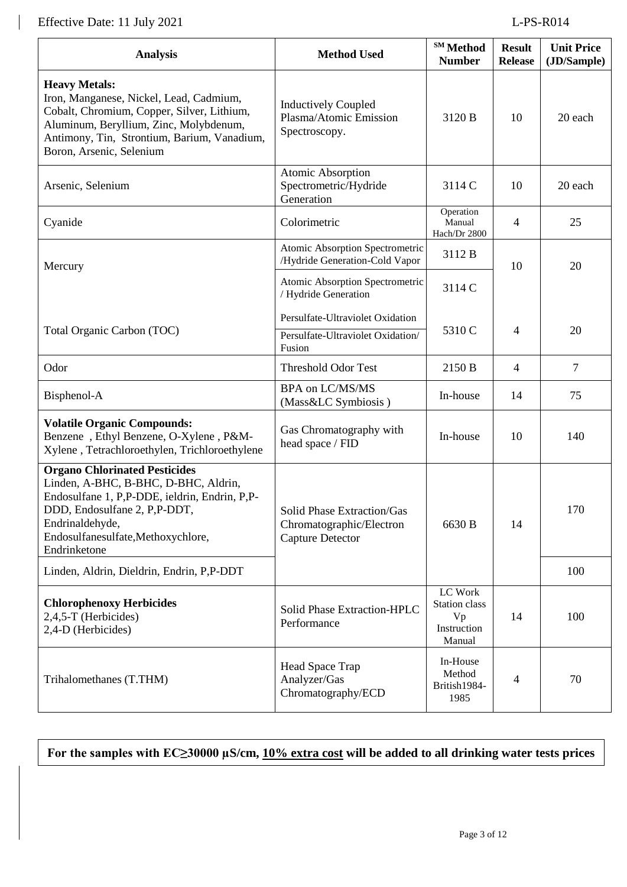| Analysis | Method Used | SM Method Number | Result Release | Unit Price (JD/Sample) |
|---|---|---|---|---|
| **Heavy Metals:** Iron, Manganese, Nickel, Lead, Cadmium, Cobalt, Chromium, Copper, Silver, Lithium, Aluminum, Beryllium, Zinc, Molybdenum, Antimony, Tin, Strontium, Barium, Vanadium, Boron, Arsenic, Selenium | Inductively Coupled Plasma/Atomic Emission Spectroscopy. | 3120 B | 10 | 20 each |
| Arsenic, Selenium | Atomic Absorption Spectrometric/Hydride Generation | 3114 C | 10 | 20 each |
| Cyanide | Colorimetric | Operation Manual Hach/Dr 2800 | 4 | 25 |
| Mercury | Atomic Absorption Spectrometric /Hydride Generation-Cold Vapor | 3112 B | 10 | 20 |
| | Atomic Absorption Spectrometric / Hydride Generation | 3114 C | | |
| Total Organic Carbon (TOC) | Persulfate-Ultraviolet Oxidation | 5310 C | 4 | 20 |
| | Persulfate-Ultraviolet Oxidation/ Fusion | | | |
| Odor | Threshold Odor Test | 2150 B | 4 | 7 |
| Bisphenol-A | BPA on LC/MS/MS (Mass&LC Symbiosis ) | In-house | 14 | 75 |
| **Volatile Organic Compounds:** Benzene , Ethyl Benzene, O-Xylene , P&M-Xylene , Tetrachloroethylen, Trichloroethylene | Gas Chromatography with head space / FID | In-house | 10 | 140 |
| **Organo Chlorinated Pesticides** Linden, A-BHC, B-BHC, D-BHC, Aldrin, Endosulfane 1, P,P-DDE, ieldrin, Endrin, P,P-DDD, Endosulfane 2, P,P-DDT, Endrinaldehyde, Endosulfanesulfate,Methoxychlore, Endrinketone | Solid Phase Extraction/Gas Chromatographic/Electron Capture Detector | 6630 B | 14 | 170 |
| Linden, Aldrin, Dieldrin, Endrin, P,P-DDT | | | | 100 |
| **Chlorophenoxy Herbicides** 2,4,5-T (Herbicides) 2,4-D (Herbicides) | Solid Phase Extraction-HPLC Performance | LC Work Station class Vp Instruction Manual | 14 | 100 |
| Trihalomethanes (T.THM) | Head Space Trap Analyzer/Gas Chromatography/ECD | In-House Method British1984-1985 | 4 | 70 |

**For the samples with EC≥30000 µS/cm, 10% extra cost will be added to all drinking water tests prices**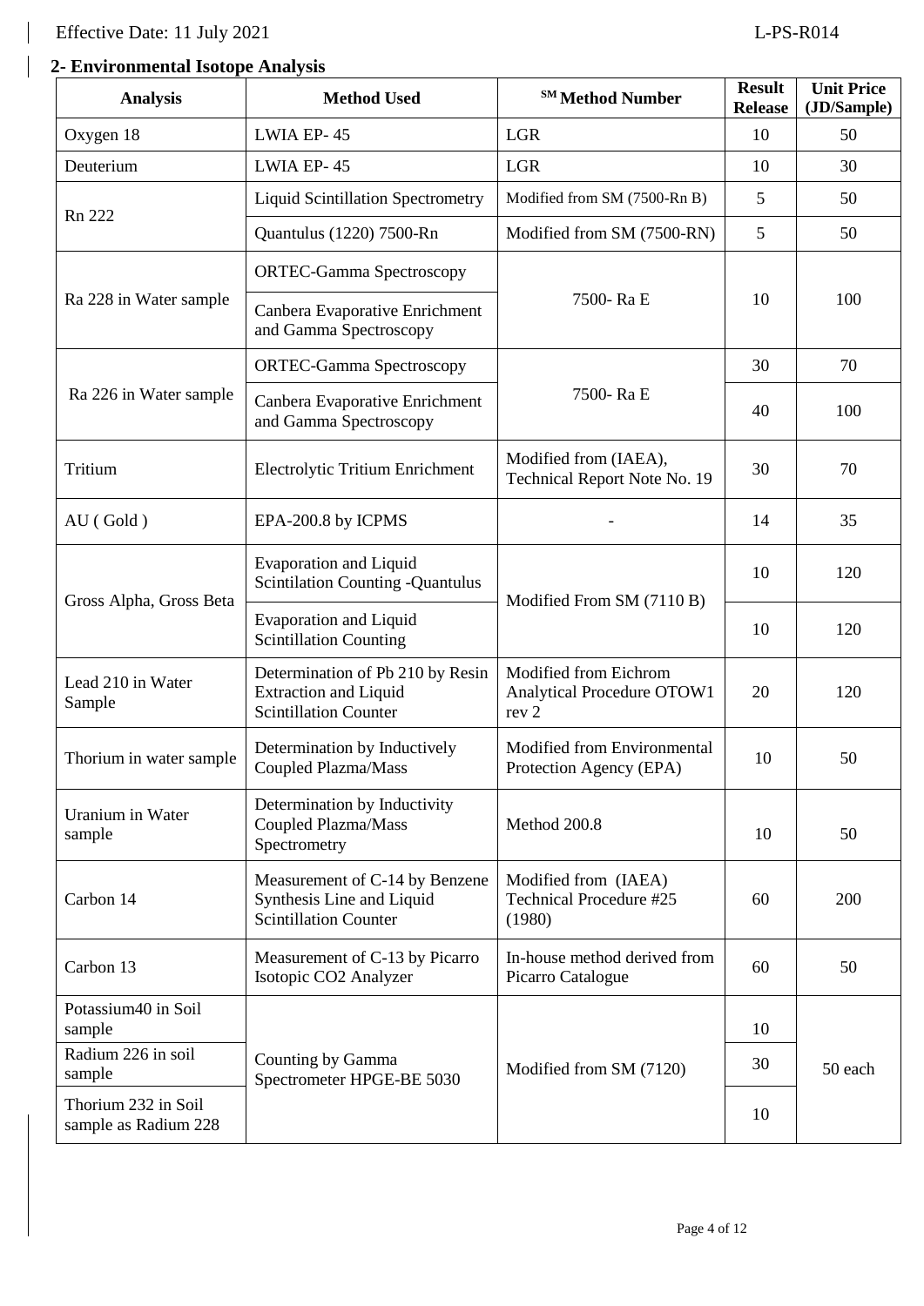Effective Date: 11 July 2021 L-PS-R014

## 2- Environmental Isotope Analysis

| Analysis | Method Used | SM Method Number | Result Release | Unit Price (JD/Sample) |
|---|---|---|---|---|
| Oxygen 18 | LWIA EP- 45 | LGR | 10 | 50 |
| Deuterium | LWIA EP- 45 | LGR | 10 | 30 |
| Rn 222 | Liquid Scintillation Spectrometry | Modified from SM (7500-Rn B) | 5 | 50 |
| | Quantulus (1220) 7500-Rn | Modified from SM (7500-RN) | 5 | 50 |
| Ra 228 in Water sample | ORTEC-Gamma Spectroscopy | 7500- Ra E | 10 | 100 |
| | Canbera Evaporative Enrichment and Gamma Spectroscopy | | | |
| Ra 226 in Water sample | ORTEC-Gamma Spectroscopy | 7500- Ra E | 30 | 70 |
| | Canbera Evaporative Enrichment and Gamma Spectroscopy | | 40 | 100 |
| Tritium | Electrolytic Tritium Enrichment | Modified from (IAEA), Technical Report Note No. 19 | 30 | 70 |
| AU ( Gold ) | EPA-200.8 by ICPMS | - | 14 | 35 |
| Gross Alpha, Gross Beta | Evaporation and Liquid Scintilation Counting -Quantulus | Modified From SM (7110 B) | 10 | 120 |
| | Evaporation and Liquid Scintillation Counting | | 10 | 120 |
| Lead 210 in Water Sample | Determination of Pb 210 by Resin Extraction and Liquid Scintillation Counter | Modified from Eichrom Analytical Procedure OTOW1 rev 2 | 20 | 120 |
| Thorium in water sample | Determination by Inductively Coupled Plazma/Mass | Modified from Environmental Protection Agency (EPA) | 10 | 50 |
| Uranium in Water sample | Determination by Inductivity Coupled Plazma/Mass Spectrometry | Method 200.8 | 10 | 50 |
| Carbon 14 | Measurement of C-14 by Benzene Synthesis Line and Liquid Scintillation Counter | Modified from (IAEA) Technical Procedure #25 (1980) | 60 | 200 |
| Carbon 13 | Measurement of C-13 by Picarro Isotopic CO2 Analyzer | In-house method derived from Picarro Catalogue | 60 | 50 |
| Potassium40 in Soil sample | Counting by Gamma Spectrometer HPGE-BE 5030 | Modified from SM (7120) | 10 | 50 each |
| Radium 226 in soil sample | | | 30 | |
| Thorium 232 in Soil sample as Radium 228 | | | 10 | |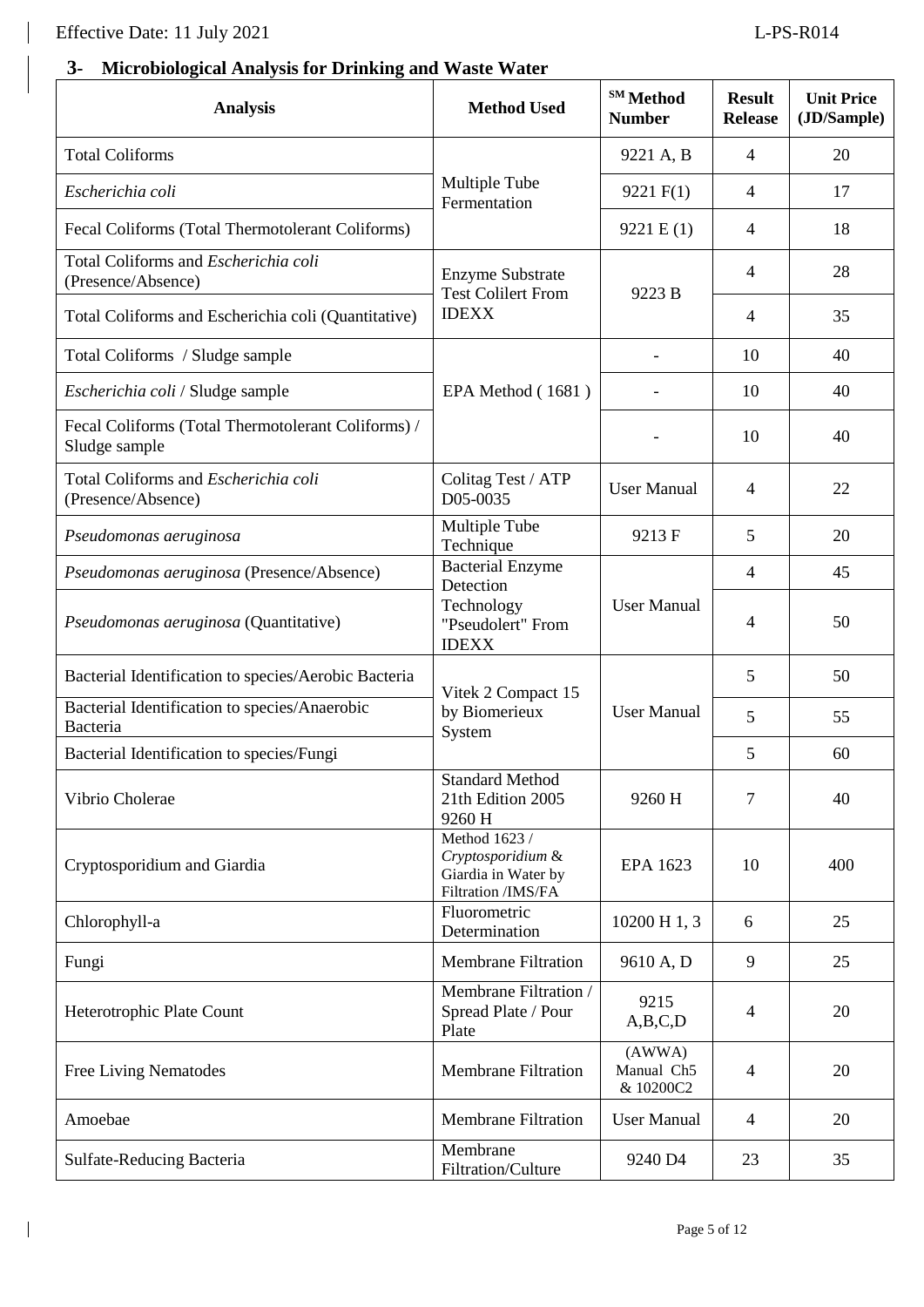## 3- Microbiological Analysis for Drinking and Waste Water

| Analysis | Method Used | SM Method Number | Result Release | Unit Price (JD/Sample) |
|---|---|---|---|---|
| Total Coliforms | Multiple Tube Fermentation | 9221 A, B | 4 | 20 |
| *Escherichia coli* | | 9221 F(1) | 4 | 17 |
| Fecal Coliforms (Total Thermotolerant Coliforms) | | 9221 E (1) | 4 | 18 |
| Total Coliforms and *Escherichia coli* (Presence/Absence) | Enzyme Substrate Test Colilert From IDEXX | 9223 B | 4 | 28 |
| Total Coliforms and Escherichia coli (Quantitative) | | | 4 | 35 |
| Total Coliforms / Sludge sample | EPA Method ( 1681 ) | - | 10 | 40 |
| *Escherichia coli* / Sludge sample | | - | 10 | 40 |
| Fecal Coliforms (Total Thermotolerant Coliforms) / Sludge sample | | - | 10 | 40 |
| Total Coliforms and *Escherichia coli* (Presence/Absence) | Colitag Test / ATP D05-0035 | User Manual | 4 | 22 |
| *Pseudomonas aeruginosa* | Multiple Tube Technique | 9213 F | 5 | 20 |
| *Pseudomonas aeruginosa* (Presence/Absence) | Bacterial Enzyme Detection Technology "Pseudolert" From IDEXX | User Manual | 4 | 45 |
| *Pseudomonas aeruginosa* (Quantitative) | | | 4 | 50 |
| Bacterial Identification to species/Aerobic Bacteria | Vitek 2 Compact 15 by Biomerieux System | User Manual | 5 | 50 |
| Bacterial Identification to species/Anaerobic Bacteria | | | 5 | 55 |
| Bacterial Identification to species/Fungi | | | 5 | 60 |
| Vibrio Cholerae | Standard Method 21th Edition 2005 9260 H | 9260 H | 7 | 40 |
| Cryptosporidium and Giardia | Method 1623 / *Cryptosporidium* & Giardia in Water by Filtration /IMS/FA | EPA 1623 | 10 | 400 |
| Chlorophyll-a | Fluorometric Determination | 10200 H 1, 3 | 6 | 25 |
| Fungi | Membrane Filtration | 9610 A, D | 9 | 25 |
| Heterotrophic Plate Count | Membrane Filtration / Spread Plate / Pour Plate | 9215 A,B,C,D | 4 | 20 |
| Free Living Nematodes | Membrane Filtration | (AWWA) Manual Ch5 & 10200C2 | 4 | 20 |
| Amoebae | Membrane Filtration | User Manual | 4 | 20 |
| Sulfate-Reducing Bacteria | Membrane Filtration/Culture | 9240 D4 | 23 | 35 |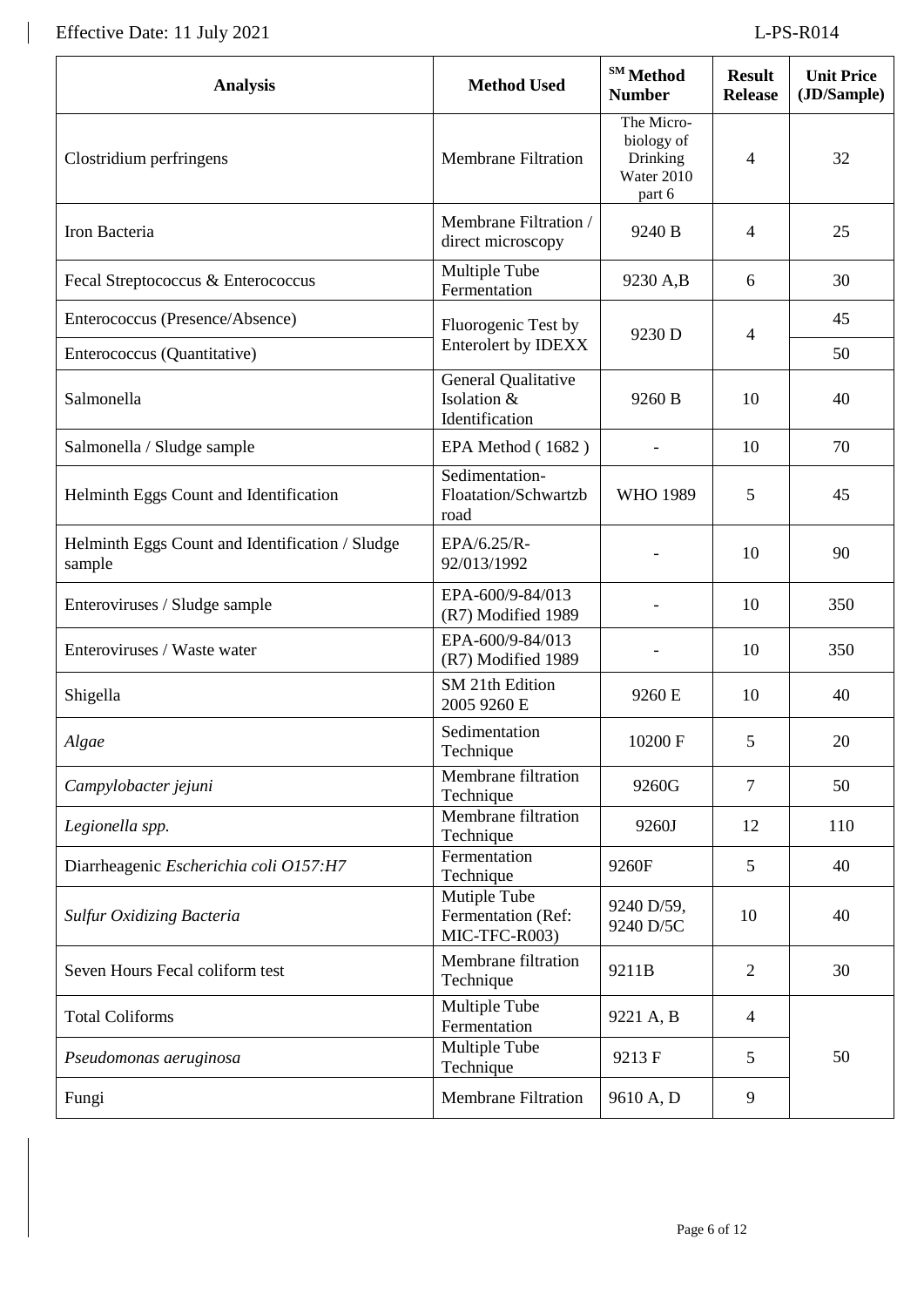| Analysis | Method Used | SM Method Number | Result Release | Unit Price (JD/Sample) |
|---|---|---|---|---|
| Clostridium perfringens | Membrane Filtration | The Micro-biology of Drinking Water 2010 part 6 | 4 | 32 |
| Iron Bacteria | Membrane Filtration / direct microscopy | 9240 B | 4 | 25 |
| Fecal Streptococcus & Enterococcus | Multiple Tube Fermentation | 9230 A,B | 6 | 30 |
| Enterococcus (Presence/Absence) | Fluorogenic Test by Enterolert by IDEXX | 9230 D | 4 | 45 |
| Enterococcus (Quantitative) | | | | 50 |
| Salmonella | General Qualitative Isolation & Identification | 9260 B | 10 | 40 |
| Salmonella / Sludge sample | EPA Method ( 1682 ) | - | 10 | 70 |
| Helminth Eggs Count and Identification | Sedimentation-Floatation/Schwartzb road | WHO 1989 | 5 | 45 |
| Helminth Eggs Count and Identification / Sludge sample | EPA/6.25/R-92/013/1992 | - | 10 | 90 |
| Enteroviruses / Sludge sample | EPA-600/9-84/013 (R7) Modified 1989 | - | 10 | 350 |
| Enteroviruses / Waste water | EPA-600/9-84/013 (R7) Modified 1989 | - | 10 | 350 |
| Shigella | SM 21th Edition 2005 9260 E | 9260 E | 10 | 40 |
| *Algae* | Sedimentation Technique | 10200 F | 5 | 20 |
| *Campylobacter jejuni* | Membrane filtration Technique | 9260G | 7 | 50 |
| *Legionella spp.* | Membrane filtration Technique | 9260J | 12 | 110 |
| Diarrheagenic *Escherichia coli O157:H7* | Fermentation Technique | 9260F | 5 | 40 |
| *Sulfur Oxidizing Bacteria* | Mutiple Tube Fermentation (Ref: MIC-TFC-R003) | 9240 D/59, 9240 D/5C | 10 | 40 |
| Seven Hours Fecal coliform test | Membrane filtration Technique | 9211B | 2 | 30 |
| Total Coliforms | Multiple Tube Fermentation | 9221 A, B | 4 | 50 |
| *Pseudomonas aeruginosa* | Multiple Tube Technique | 9213 F | 5 | |
| Fungi | Membrane Filtration | 9610 A, D | 9 | |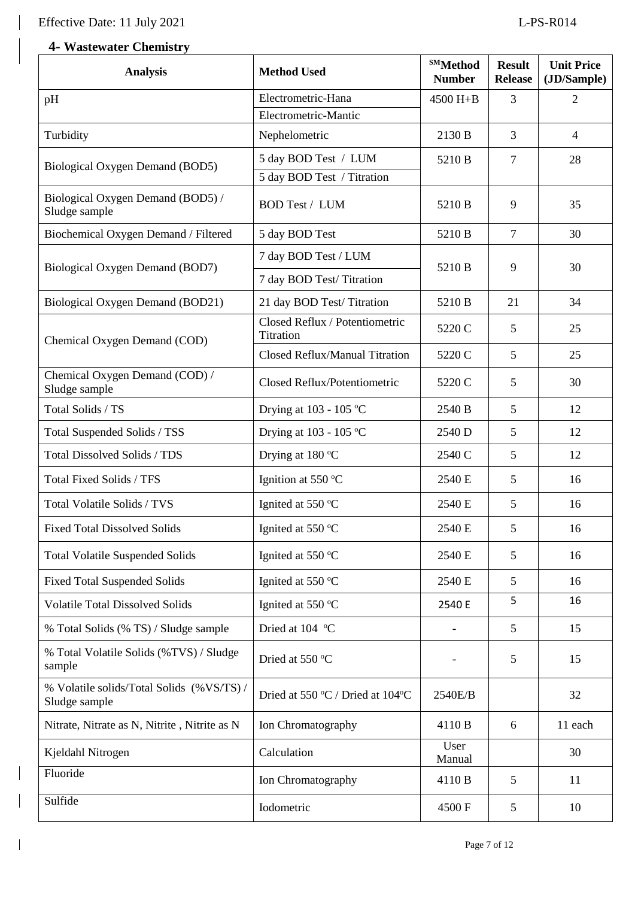## 4- Wastewater Chemistry

| Analysis | Method Used | SM Method Number | Result Release | Unit Price (JD/Sample) |
|---|---|---|---|---|
| pH | Electrometric-Hana | 4500 H+B | 3 | 2 |
| | Electrometric-Mantic | | | |
| Turbidity | Nephelometric | 2130 B | 3 | 4 |
| Biological Oxygen Demand (BOD5) | 5 day BOD Test / LUM | 5210 B | 7 | 28 |
| | 5 day BOD Test / Titration | | | |
| Biological Oxygen Demand (BOD5) / Sludge sample | BOD Test / LUM | 5210 B | 9 | 35 |
| Biochemical Oxygen Demand / Filtered | 5 day BOD Test | 5210 B | 7 | 30 |
| Biological Oxygen Demand (BOD7) | 7 day BOD Test / LUM | 5210 B | 9 | 30 |
| | 7 day BOD Test/ Titration | | | |
| Biological Oxygen Demand (BOD21) | 21 day BOD Test/ Titration | 5210 B | 21 | 34 |
| Chemical Oxygen Demand (COD) | Closed Reflux / Potentiometric Titration | 5220 C | 5 | 25 |
| | Closed Reflux/Manual Titration | 5220 C | 5 | 25 |
| Chemical Oxygen Demand (COD) / Sludge sample | Closed Reflux/Potentiometric | 5220 C | 5 | 30 |
| Total Solids / TS | Drying at 103 - 105 $^oC$ | 2540 B | 5 | 12 |
| Total Suspended Solids / TSS | Drying at 103 - 105 $^oC$ | 2540 D | 5 | 12 |
| Total Dissolved Solids / TDS | Drying at 180 $^oC$ | 2540 C | 5 | 12 |
| Total Fixed Solids / TFS | Ignition at 550 $^oC$ | 2540 E | 5 | 16 |
| Total Volatile Solids / TVS | Ignited at 550 $^oC$ | 2540 E | 5 | 16 |
| Fixed Total Dissolved Solids | Ignited at 550 $^oC$ | 2540 E | 5 | 16 |
| Total Volatile Suspended Solids | Ignited at 550 $^oC$ | 2540 E | 5 | 16 |
| Fixed Total Suspended Solids | Ignited at 550 $^oC$ | 2540 E | 5 | 16 |
| Volatile Total Dissolved Solids | Ignited at 550 $^oC$ | 2540 E | 5 | 16 |
| % Total Solids (% TS) / Sludge sample | Dried at 104 $^oC$ | - | 5 | 15 |
| % Total Volatile Solids (%TVS) / Sludge sample | Dried at 550 $^oC$ | - | 5 | 15 |
| % Volatile solids/Total Solids (%VS/TS) / Sludge sample | Dried at 550 $^oC$ / Dried at 104$^oC$ | 2540E/B | | 32 |
| Nitrate, Nitrate as N, Nitrite , Nitrite as N | Ion Chromatography | 4110 B | 6 | 11 each |
| Kjeldahl Nitrogen | Calculation | User Manual | | 30 |
| Fluoride | Ion Chromatography | 4110 B | 5 | 11 |
| Sulfide | Iodometric | 4500 F | 5 | 10 |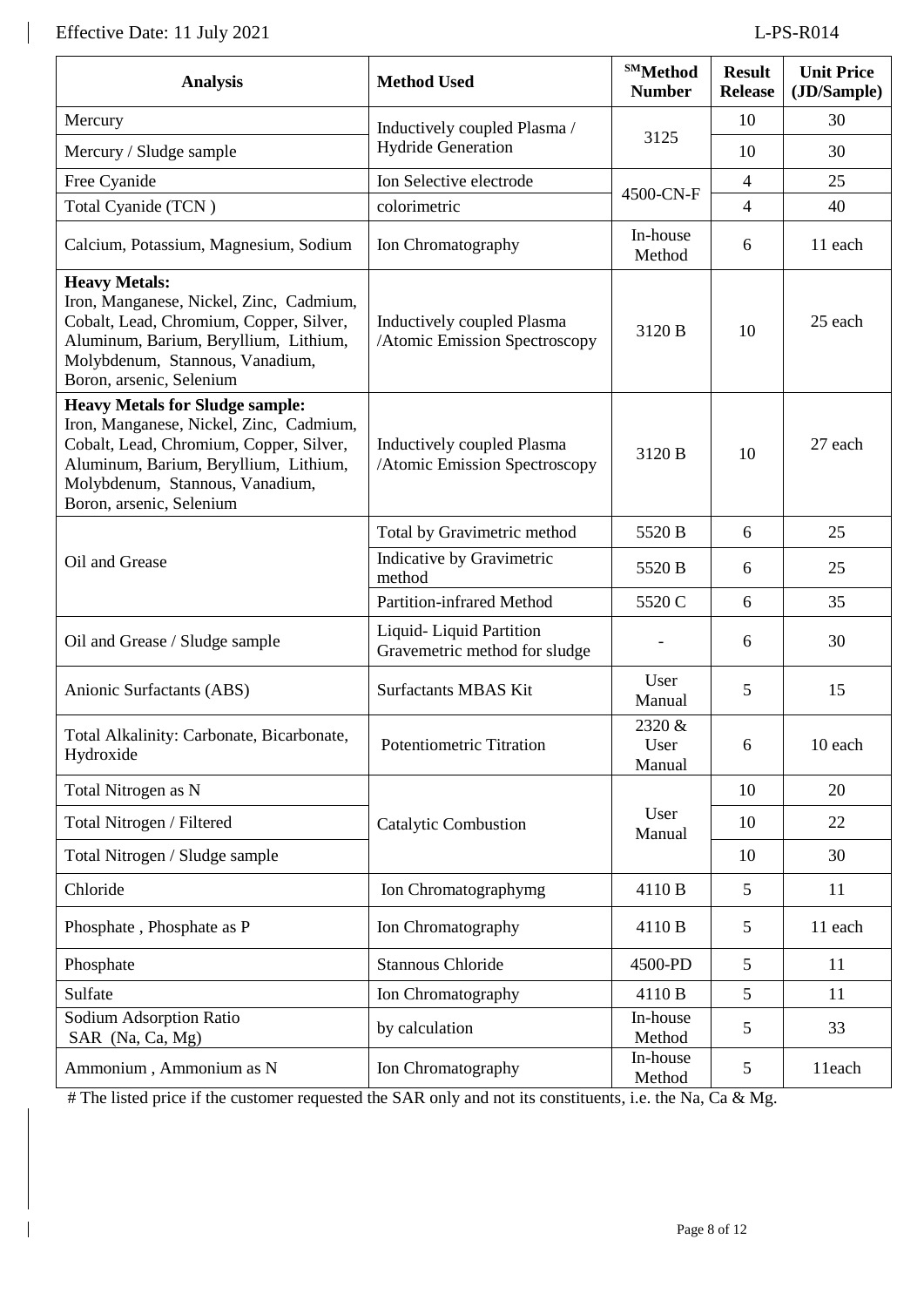| Analysis | Method Used | SM Method Number | Result Release | Unit Price (JD/Sample) |
|---|---|---|---|---|
| Mercury | Inductively coupled Plasma / Hydride Generation | 3125 | 10 | 30 |
| Mercury / Sludge sample | | | 10 | 30 |
| Free Cyanide | Ion Selective electrode | 4500-CN-F | 4 | 25 |
| Total Cyanide (TCN ) | colorimetric | | 4 | 40 |
| Calcium, Potassium, Magnesium, Sodium | Ion Chromatography | In-house Method | 6 | 11 each |
| **Heavy Metals:** Iron, Manganese, Nickel, Zinc, Cadmium, Cobalt, Lead, Chromium, Copper, Silver, Aluminum, Barium, Beryllium, Lithium, Molybdenum, Stannous, Vanadium, Boron, arsenic, Selenium | Inductively coupled Plasma /Atomic Emission Spectroscopy | 3120 B | 10 | 25 each |
| **Heavy Metals for Sludge sample:** Iron, Manganese, Nickel, Zinc, Cadmium, Cobalt, Lead, Chromium, Copper, Silver, Aluminum, Barium, Beryllium, Lithium, Molybdenum, Stannous, Vanadium, Boron, arsenic, Selenium | Inductively coupled Plasma /Atomic Emission Spectroscopy | 3120 B | 10 | 27 each |
| Oil and Grease | Total by Gravimetric method | 5520 B | 6 | 25 |
| | Indicative by Gravimetric method | 5520 B | 6 | 25 |
| | Partition-infrared Method | 5520 C | 6 | 35 |
| Oil and Grease / Sludge sample | Liquid- Liquid Partition Gravemetric method for sludge | - | 6 | 30 |
| Anionic Surfactants (ABS) | Surfactants MBAS Kit | User Manual | 5 | 15 |
| Total Alkalinity: Carbonate, Bicarbonate, Hydroxide | Potentiometric Titration | 2320 & User Manual | 6 | 10 each |
| Total Nitrogen as N | Catalytic Combustion | User Manual | 10 | 20 |
| Total Nitrogen / Filtered | | | 10 | 22 |
| Total Nitrogen / Sludge sample | | | 10 | 30 |
| Chloride | Ion Chromatographymg | 4110 B | 5 | 11 |
| Phosphate , Phosphate as P | Ion Chromatography | 4110 B | 5 | 11 each |
| Phosphate | Stannous Chloride | 4500-PD | 5 | 11 |
| Sulfate | Ion Chromatography | 4110 B | 5 | 11 |
| Sodium Adsorption Ratio SAR (Na, Ca, Mg) | by calculation | In-house Method | 5 | 33 |
| Ammonium , Ammonium as N | Ion Chromatography | In-house Method | 5 | 11each |

# The listed price if the customer requested the SAR only and not its constituents, i.e. the Na, Ca & Mg.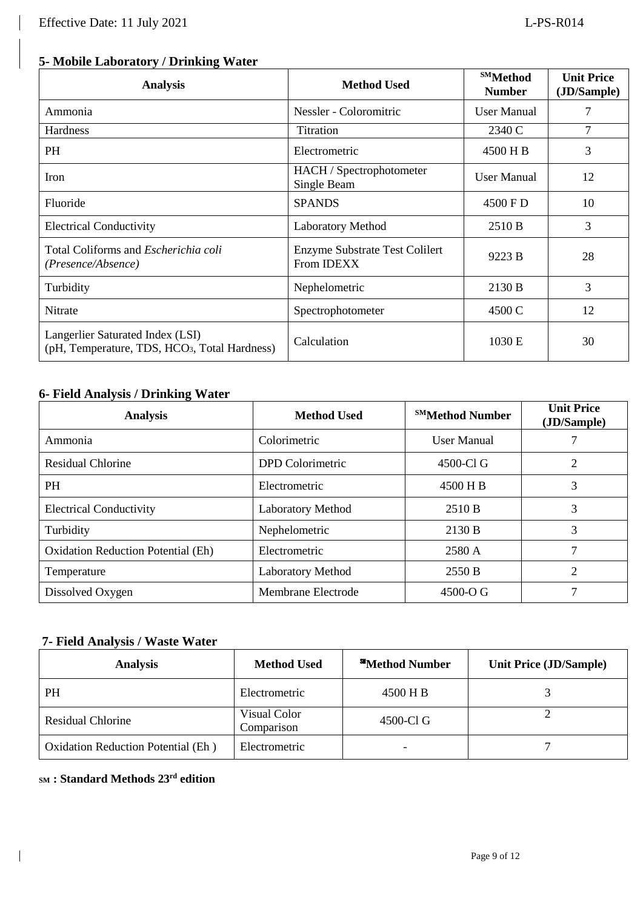## 5- Mobile Laboratory / Drinking Water

| Analysis | Method Used | SM Method Number | Unit Price (JD/Sample) |
|---|---|---|---|
| Ammonia | Nessler - Coloromitric | User Manual | 7 |
| Hardness | Titration | 2340 C | 7 |
| PH | Electrometric | 4500 H B | 3 |
| Iron | HACH / Spectrophotometer Single Beam | User Manual | 12 |
| Fluoride | SPANDS | 4500 F D | 10 |
| Electrical Conductivity | Laboratory Method | 2510 B | 3 |
| Total Coliforms and *Escherichia coli (Presence/Absence)* | Enzyme Substrate Test Colilert From IDEXX | 9223 B | 28 |
| Turbidity | Nephelometric | 2130 B | 3 |
| Nitrate | Spectrophotometer | 4500 C | 12 |
| Langerlier Saturated Index (LSI) (pH, Temperature, TDS, $HCO_3$, Total Hardness) | Calculation | 1030 E | 30 |

## 6- Field Analysis / Drinking Water

| Analysis | Method Used | SM Method Number | Unit Price (JD/Sample) |
|---|---|---|---|
| Ammonia | Colorimetric | User Manual | 7 |
| Residual Chlorine | DPD Colorimetric | 4500-Cl G | 2 |
| PH | Electrometric | 4500 H B | 3 |
| Electrical Conductivity | Laboratory Method | 2510 B | 3 |
| Turbidity | Nephelometric | 2130 B | 3 |
| Oxidation Reduction Potential (Eh) | Electrometric | 2580 A | 7 |
| Temperature | Laboratory Method | 2550 B | 2 |
| Dissolved Oxygen | Membrane Electrode | 4500-O G | 7 |

## 7- Field Analysis / Waste Water

| Analysis | Method Used | SM Method Number | Unit Price (JD/Sample) |
|---|---|---|---|
| PH | Electrometric | 4500 H B | 3 |
| Residual Chlorine | Visual Color Comparison | 4500-Cl G | 2 |
| Oxidation Reduction Potential (Eh ) | Electrometric | - | 7 |

**SM : Standard Methods 23rd edition**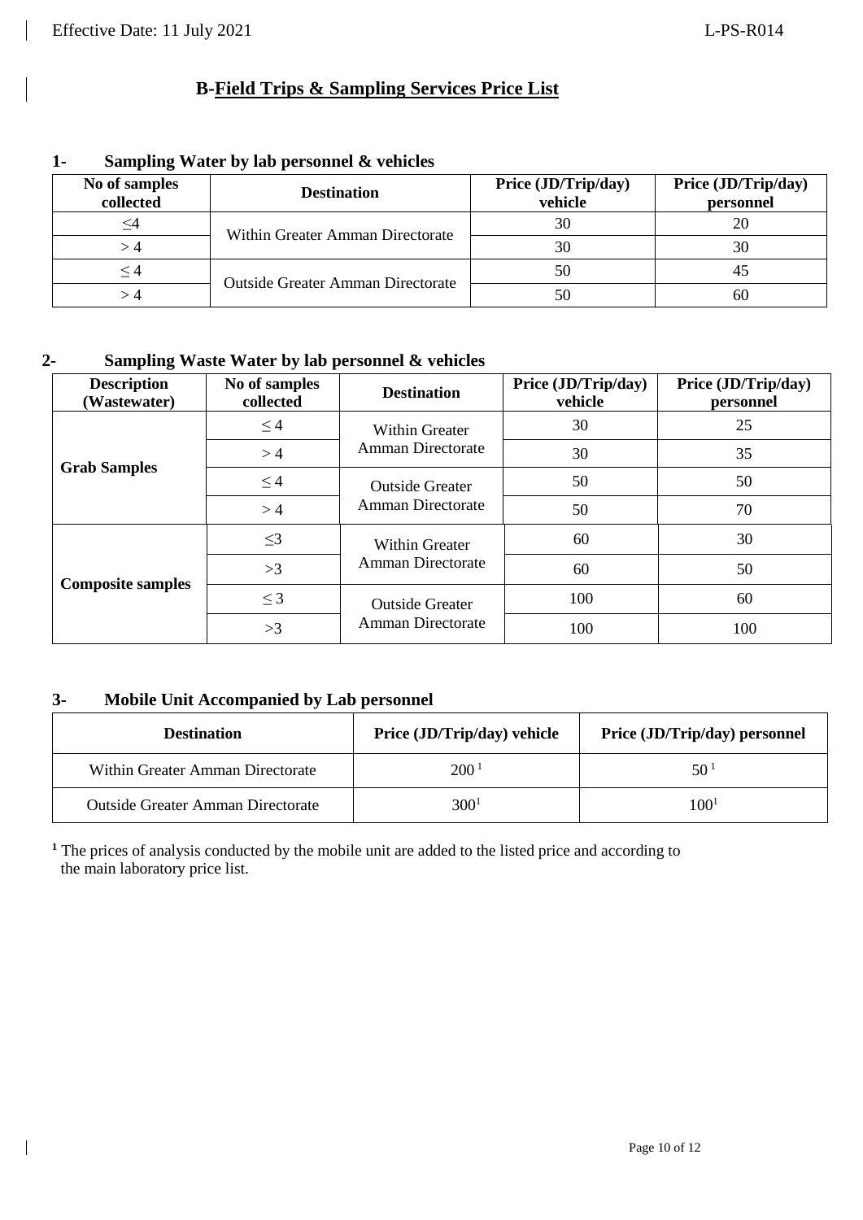## B-Field Trips & Sampling Services Price List

### 1- Sampling Water by lab personnel & vehicles

| No of samples collected | Destination | Price (JD/Trip/day) vehicle | Price (JD/Trip/day) personnel |
|---|---|---|---|
| ≤4 | Within Greater Amman Directorate | 30 | 20 |
| > 4 | | 30 | 30 |
| ≤ 4 | Outside Greater Amman Directorate | 50 | 45 |
| > 4 | | 50 | 60 |

### 2- Sampling Waste Water by lab personnel & vehicles

| Description (Wastewater) | No of samples collected | Destination | Price (JD/Trip/day) vehicle | Price (JD/Trip/day) personnel |
|---|---|---|---|---|
| Grab Samples | ≤ 4 | Within Greater Amman Directorate | 30 | 25 |
| | > 4 | | 30 | 35 |
| | ≤ 4 | Outside Greater Amman Directorate | 50 | 50 |
| | > 4 | | 50 | 70 |
| Composite samples | ≤3 | Within Greater Amman Directorate | 60 | 30 |
| | >3 | | 60 | 50 |
| | ≤ 3 | Outside Greater Amman Directorate | 100 | 60 |
| | >3 | | 100 | 100 |

### 3- Mobile Unit Accompanied by Lab personnel

| Destination | Price (JD/Trip/day) vehicle | Price (JD/Trip/day) personnel |
|---|---|---|
| Within Greater Amman Directorate | 200 [1] | 50 [1] |
| Outside Greater Amman Directorate | 300[1] | 100[1] |

[1] The prices of analysis conducted by the mobile unit are added to the listed price and according to the main laboratory price list.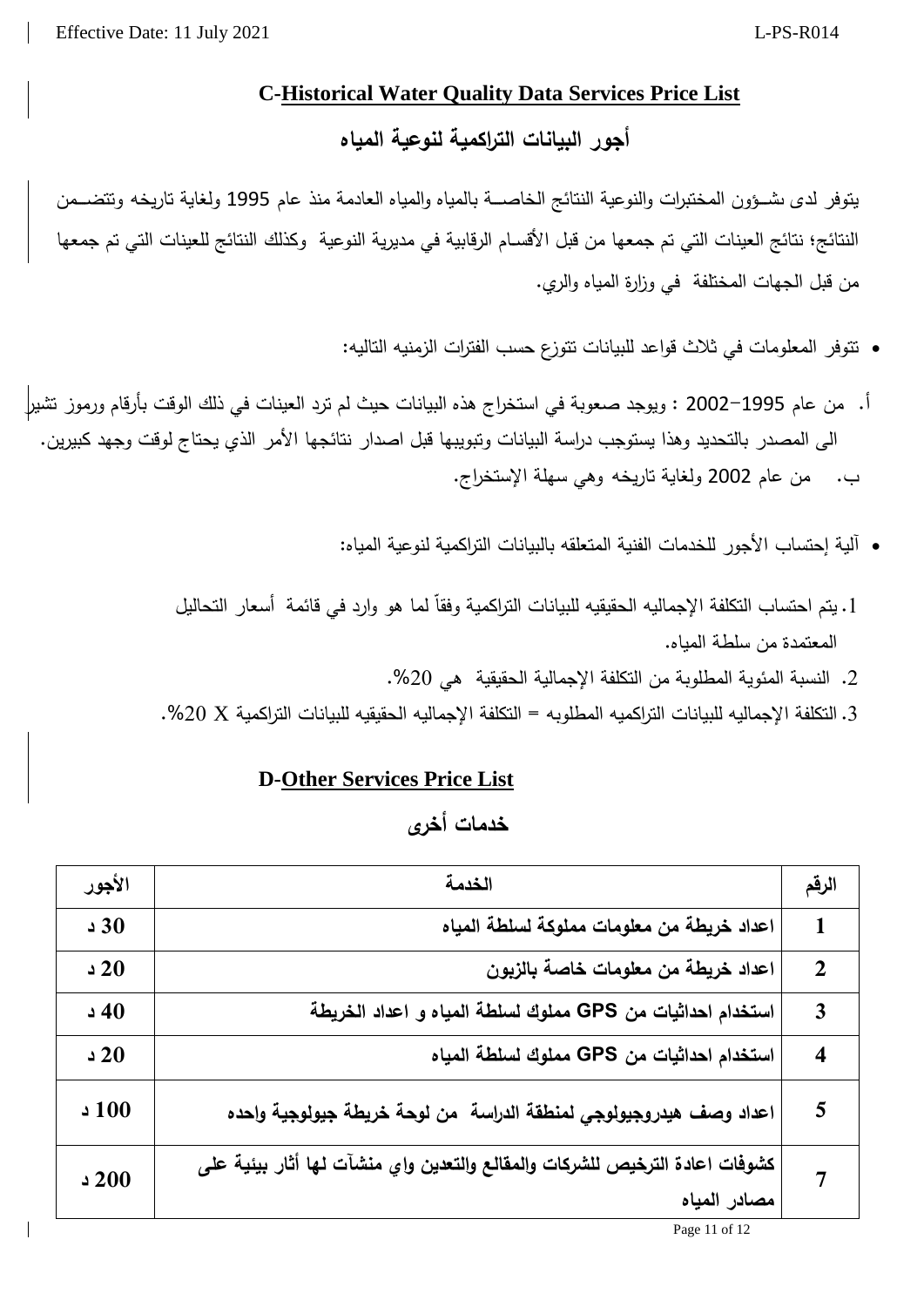## C-Historical Water Quality Data Services Price List

## أجور البيانات التراكمية لنوعية المياه

يتوفر لدى شـؤون المختبرات والنوعية النتائج الخاصـة بالمياه والمياه العادمة منذ عام 1995 ولغاية تاريخه وتتضـمن النتائج؛ نتائج العينات التي تم جمعها من قبل الأقسـام الرقابية في مديرية النوعية وكذلك النتائج للعينات التي تم جمعها من قبل الجهات المختلفة في وزارة المياه والري.

- تتوفر المعلومات في ثلاث قواعد للبيانات تتوزع حسب الفترات الزمنيه التاليه:

أ. من عام 1995–2002 : ويوجد صعوبة في استخراج هذه البيانات حيث لم ترد العينات في ذلك الوقت بأرقام ورموز تشير الى المصدر بالتحديد وهذا يستوجب دراسة البيانات وتبويبها قبل اصدار نتائجها الأمر الذي يحتاج لوقت وجهد كبيرين.

ب. من عام 2002 ولغاية تاريخه وهي سهلة الإستخراج.

- آلية إحتساب الأجور للخدمات الفنية المتعلقه بالبيانات التراكمية لنوعية المياه:

1. يتم احتساب التكلفة الإجماليه الحقيقيه للبيانات التراكمية وفقاً لما هو وارد في قائمة أسعار التحاليل المعتمدة من سلطة المياه.
2. النسبة المئوية المطلوبة من التكلفة الإجمالية الحقيقية هي 20%.
3. التكلفة الإجماليه للبيانات التراكميه المطلوبه = التكلفة الإجماليه الحقيقيه للبيانات التراكمية X 20%.

## D-Other Services Price List

## خدمات أخرى

| الرقم | الخدمة | الأجور |
|---|---|---|
| 1 | اعداد خريطة من معلومات مملوكة لسلطة المياه | 30 د |
| 2 | اعداد خريطة من معلومات خاصة بالزبون | 20 د |
| 3 | استخدام احداثيات من GPS مملوك لسلطة المياه و اعداد الخريطة | 40 د |
| 4 | استخدام احداثيات من GPS مملوك لسلطة المياه | 20 د |
| 5 | اعداد وصف هيدروجيولوجي لمنطقة الدراسة من لوحة خريطة جيولوجية واحده | 100 د |
| 7 | كشوفات اعادة الترخيص للشركات والمقالع والتعدين واي منشآت لها أثار بيئية على مصادر المياه | 200 د |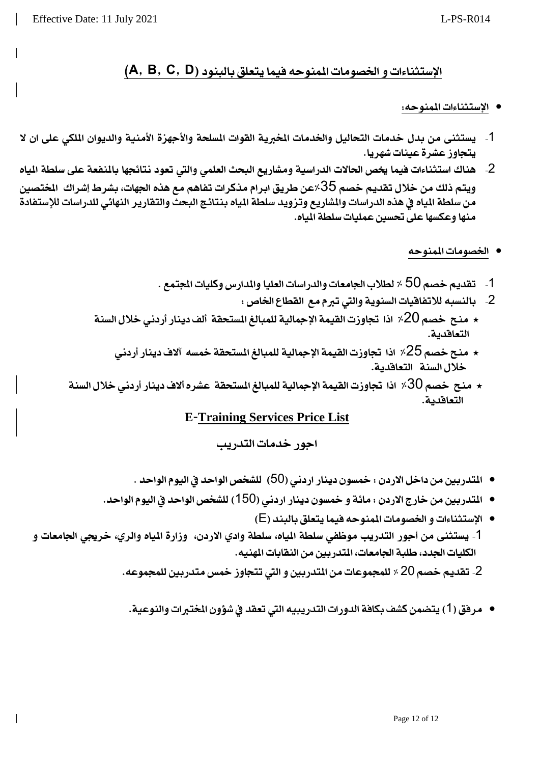## الإستثناءات و الخصومات المنوحه فيما يتعلق بالبنود (A, B, C, D)

- **الإستثناءات المنوحه:**

1- يستثنى من بدل خدمات التحاليل والخدمات المخبرية القوات المسلحة والأجهزة الأمنية والديوان الملكي على ان لا يتجاوز عشرة عينات شهريا.

2- هناك استثناءات فيما يخص الحالات الدراسية ومشاريع البحث العلمي والتي تعود نتائجها بالمنفعة على سلطة المياه ويتم ذلك من خلال تقديم خصم 35٪عن طريق ابرام مذكرات تفاهم مع هذه الجهات، بشرط إشراك المختصين من سلطة المياه في هذه الدراسات والمشاريع وتزويد سلطة المياه بنتائج البحث والتقارير النهائي للدراسات للإستفادة منها وعكسها على تحسين عمليات سلطة المياه.

- **الخصومات المنوحه**

1- تقديم خصم 50 ٪ لطلاب الجامعات والدراسات العليا والمدارس وكليات المجتمع .

2- بالنسبه للاتفاقيات السنوية والتي تبرم مع القطاع الخاص :

- منح خصم 20٪ اذا تجاوزت القيمة الإجمالية للمبالغ المستحقة ألف دينار أردني خلال السنة التعاقدية.
- منح خصم 25٪ اذا تجاوزت القيمة الإجمالية للمبالغ المستحقة خمسه آلاف دينار أردني خلال السنة التعاقدية.
- منح خصم 30٪ اذا تجاوزت القيمة الإجمالية للمبالغ المستحقة عشره ألاف دينار أردني خلال السنة التعاقدية.

## E-Training Services Price List

## اجور خدمات التدريب

- المتدربين من داخل الاردن : خمسون دينار اردني (50) للشخص الواحد في اليوم الواحد .
- المتدربين من خارج الاردن : مائة و خمسون دينار اردني (150) للشخص الواحد في اليوم الواحد.
- الإستثناءات و الخصومات المنوحه فيما يتعلق بالبند (E)

1- يستثنى من أجور التدريب موظفي سلطة المياه، سلطة وادي الاردن، وزارة المياه والري، خريجي الجامعات و الكليات الجدد، طلبة الجامعات، المتدربين من النقابات المهنيه.

2- تقديم خصم 20 ٪ للمجموعات من المتدربين و التي تتجاوز خمس متدربين للمجموعه.

- مرفق (1) يتضمن كشف بكافة الدورات التدريبيه التي تعقد في شؤون المختبرات والنوعية.